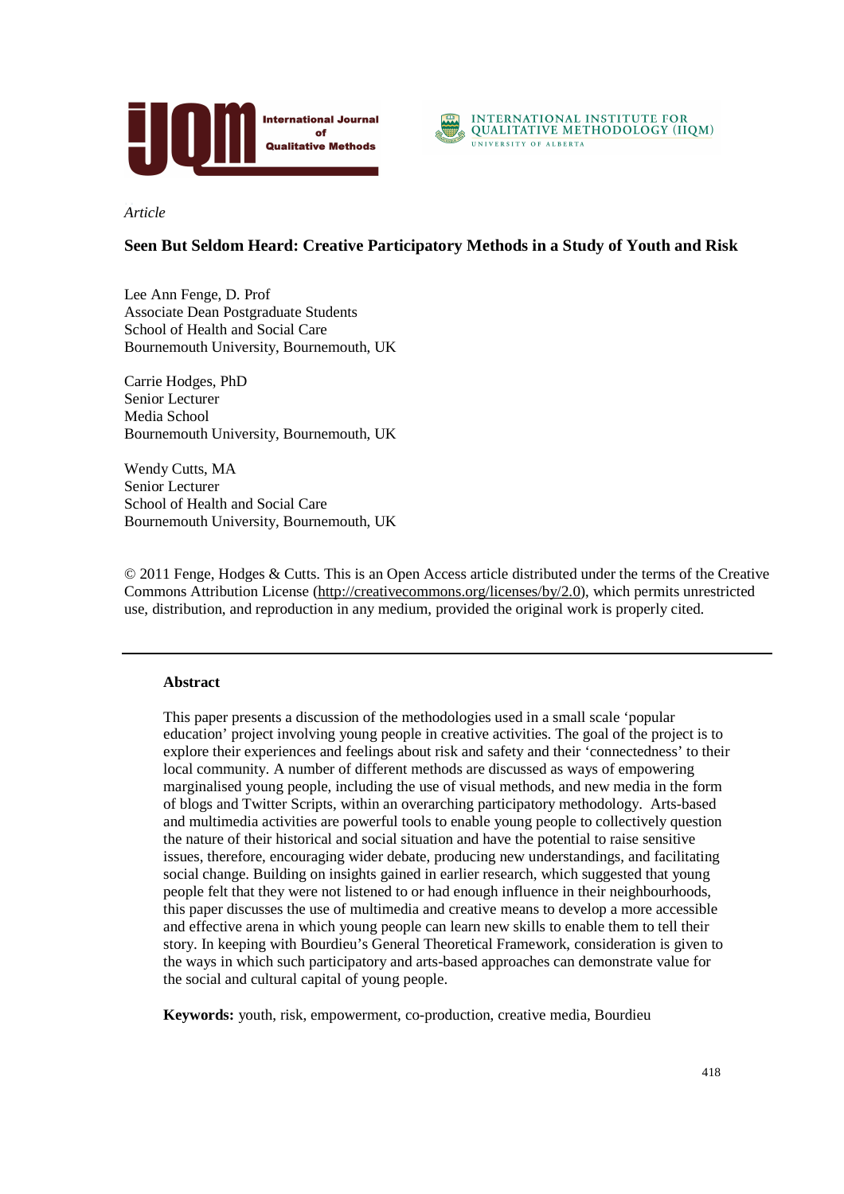*Article*

# Seen But Seldom Heard: Creative Participatory Methods in a Study of Youth and Risk

Lee Ann Fenge, D. Prof
Associate Dean Postgraduate Students
School of Health and Social Care
Bournemouth University, Bournemouth, UK

Carrie Hodges, PhD
Senior Lecturer
Media School
Bournemouth University, Bournemouth, UK

Wendy Cutts, MA
Senior Lecturer
School of Health and Social Care
Bournemouth University, Bournemouth, UK

© 2011 Fenge, Hodges & Cutts. This is an Open Access article distributed under the terms of the Creative Commons Attribution License (http://creativecommons.org/licenses/by/2.0), which permits unrestricted use, distribution, and reproduction in any medium, provided the original work is properly cited.

---

## Abstract

This paper presents a discussion of the methodologies used in a small scale 'popular education' project involving young people in creative activities. The goal of the project is to explore their experiences and feelings about risk and safety and their 'connectedness' to their local community. A number of different methods are discussed as ways of empowering marginalised young people, including the use of visual methods, and new media in the form of blogs and Twitter Scripts, within an overarching participatory methodology. Arts-based and multimedia activities are powerful tools to enable young people to collectively question the nature of their historical and social situation and have the potential to raise sensitive issues, therefore, encouraging wider debate, producing new understandings, and facilitating social change. Building on insights gained in earlier research, which suggested that young people felt that they were not listened to or had enough influence in their neighbourhoods, this paper discusses the use of multimedia and creative means to develop a more accessible and effective arena in which young people can learn new skills to enable them to tell their story. In keeping with Bourdieu's General Theoretical Framework, consideration is given to the ways in which such participatory and arts-based approaches can demonstrate value for the social and cultural capital of young people.

**Keywords:** youth, risk, empowerment, co-production, creative media, Bourdieu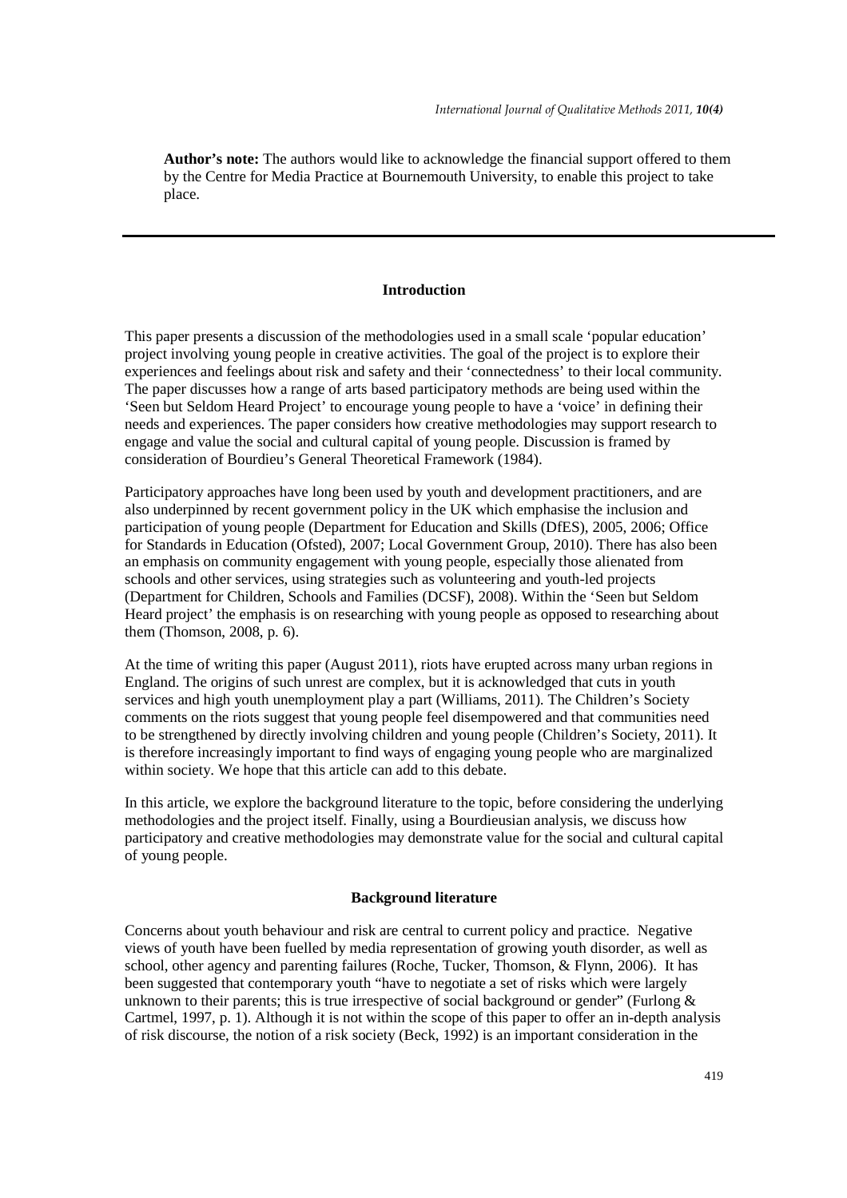**Author's note:** The authors would like to acknowledge the financial support offered to them by the Centre for Media Practice at Bournemouth University, to enable this project to take place.

## Introduction

This paper presents a discussion of the methodologies used in a small scale 'popular education' project involving young people in creative activities. The goal of the project is to explore their experiences and feelings about risk and safety and their 'connectedness' to their local community. The paper discusses how a range of arts based participatory methods are being used within the 'Seen but Seldom Heard Project' to encourage young people to have a 'voice' in defining their needs and experiences. The paper considers how creative methodologies may support research to engage and value the social and cultural capital of young people. Discussion is framed by consideration of Bourdieu's General Theoretical Framework (1984).

Participatory approaches have long been used by youth and development practitioners, and are also underpinned by recent government policy in the UK which emphasise the inclusion and participation of young people (Department for Education and Skills (DfES), 2005, 2006; Office for Standards in Education (Ofsted), 2007; Local Government Group, 2010). There has also been an emphasis on community engagement with young people, especially those alienated from schools and other services, using strategies such as volunteering and youth-led projects (Department for Children, Schools and Families (DCSF), 2008). Within the 'Seen but Seldom Heard project' the emphasis is on researching with young people as opposed to researching about them (Thomson, 2008, p. 6).

At the time of writing this paper (August 2011), riots have erupted across many urban regions in England. The origins of such unrest are complex, but it is acknowledged that cuts in youth services and high youth unemployment play a part (Williams, 2011). The Children's Society comments on the riots suggest that young people feel disempowered and that communities need to be strengthened by directly involving children and young people (Children's Society, 2011). It is therefore increasingly important to find ways of engaging young people who are marginalized within society. We hope that this article can add to this debate.

In this article, we explore the background literature to the topic, before considering the underlying methodologies and the project itself. Finally, using a Bourdieusian analysis, we discuss how participatory and creative methodologies may demonstrate value for the social and cultural capital of young people.

## Background literature

Concerns about youth behaviour and risk are central to current policy and practice. Negative views of youth have been fuelled by media representation of growing youth disorder, as well as school, other agency and parenting failures (Roche, Tucker, Thomson, & Flynn, 2006). It has been suggested that contemporary youth "have to negotiate a set of risks which were largely unknown to their parents; this is true irrespective of social background or gender" (Furlong & Cartmel, 1997, p. 1). Although it is not within the scope of this paper to offer an in-depth analysis of risk discourse, the notion of a risk society (Beck, 1992) is an important consideration in the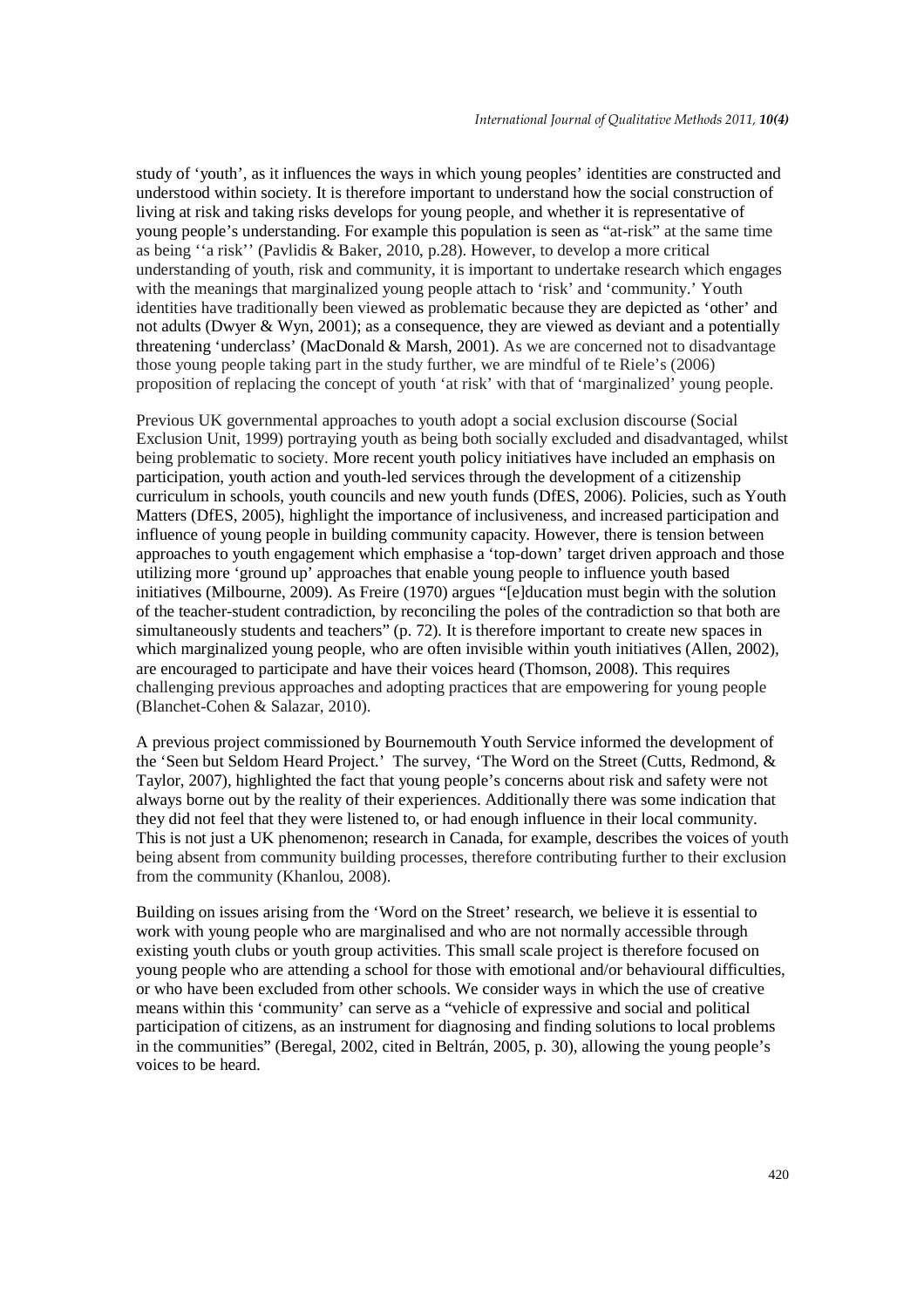study of 'youth', as it influences the ways in which young peoples' identities are constructed and understood within society. It is therefore important to understand how the social construction of living at risk and taking risks develops for young people, and whether it is representative of young people's understanding. For example this population is seen as "at-risk" at the same time as being ''a risk'' (Pavlidis & Baker, 2010, p.28). However, to develop a more critical understanding of youth, risk and community, it is important to undertake research which engages with the meanings that marginalized young people attach to 'risk' and 'community.' Youth identities have traditionally been viewed as problematic because they are depicted as 'other' and not adults (Dwyer & Wyn, 2001); as a consequence, they are viewed as deviant and a potentially threatening 'underclass' (MacDonald & Marsh, 2001). As we are concerned not to disadvantage those young people taking part in the study further, we are mindful of te Riele's (2006) proposition of replacing the concept of youth 'at risk' with that of 'marginalized' young people.

Previous UK governmental approaches to youth adopt a social exclusion discourse (Social Exclusion Unit, 1999) portraying youth as being both socially excluded and disadvantaged, whilst being problematic to society. More recent youth policy initiatives have included an emphasis on participation, youth action and youth-led services through the development of a citizenship curriculum in schools, youth councils and new youth funds (DfES, 2006). Policies, such as Youth Matters (DfES, 2005), highlight the importance of inclusiveness, and increased participation and influence of young people in building community capacity. However, there is tension between approaches to youth engagement which emphasise a 'top-down' target driven approach and those utilizing more 'ground up' approaches that enable young people to influence youth based initiatives (Milbourne, 2009). As Freire (1970) argues "[e]ducation must begin with the solution of the teacher-student contradiction, by reconciling the poles of the contradiction so that both are simultaneously students and teachers" (p. 72). It is therefore important to create new spaces in which marginalized young people, who are often invisible within youth initiatives (Allen, 2002), are encouraged to participate and have their voices heard (Thomson, 2008). This requires challenging previous approaches and adopting practices that are empowering for young people (Blanchet-Cohen & Salazar, 2010).

A previous project commissioned by Bournemouth Youth Service informed the development of the 'Seen but Seldom Heard Project.' The survey, 'The Word on the Street (Cutts, Redmond, & Taylor, 2007), highlighted the fact that young people's concerns about risk and safety were not always borne out by the reality of their experiences. Additionally there was some indication that they did not feel that they were listened to, or had enough influence in their local community. This is not just a UK phenomenon; research in Canada, for example, describes the voices of youth being absent from community building processes, therefore contributing further to their exclusion from the community (Khanlou, 2008).

Building on issues arising from the 'Word on the Street' research, we believe it is essential to work with young people who are marginalised and who are not normally accessible through existing youth clubs or youth group activities. This small scale project is therefore focused on young people who are attending a school for those with emotional and/or behavioural difficulties, or who have been excluded from other schools. We consider ways in which the use of creative means within this 'community' can serve as a "vehicle of expressive and social and political participation of citizens, as an instrument for diagnosing and finding solutions to local problems in the communities" (Beregal, 2002, cited in Beltrán, 2005, p. 30), allowing the young people's voices to be heard.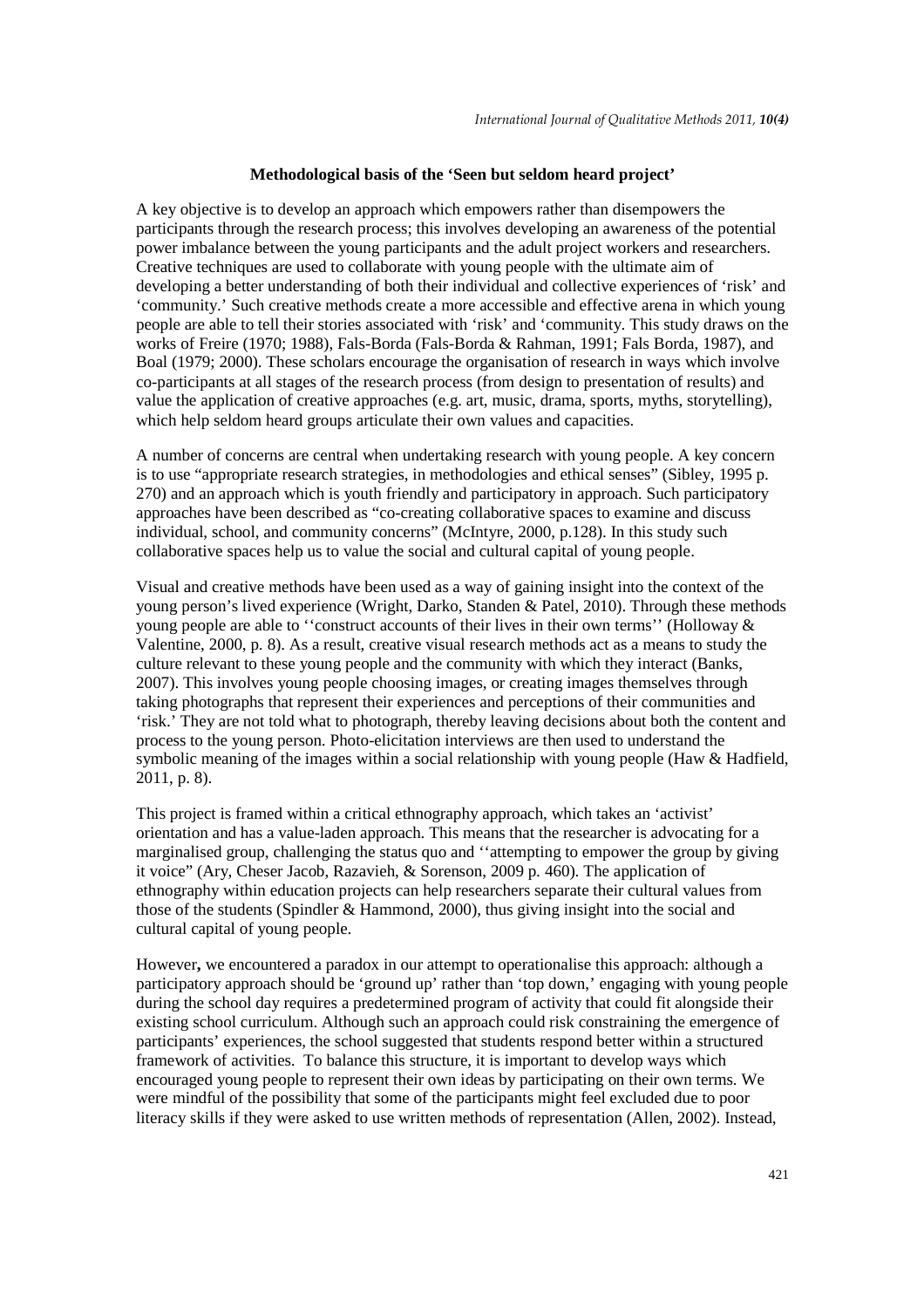**Methodological basis of the 'Seen but seldom heard project'**

A key objective is to develop an approach which empowers rather than disempowers the participants through the research process; this involves developing an awareness of the potential power imbalance between the young participants and the adult project workers and researchers. Creative techniques are used to collaborate with young people with the ultimate aim of developing a better understanding of both their individual and collective experiences of 'risk' and 'community.' Such creative methods create a more accessible and effective arena in which young people are able to tell their stories associated with 'risk' and 'community. This study draws on the works of Freire (1970; 1988), Fals-Borda (Fals-Borda & Rahman, 1991; Fals Borda, 1987), and Boal (1979; 2000). These scholars encourage the organisation of research in ways which involve co-participants at all stages of the research process (from design to presentation of results) and value the application of creative approaches (e.g. art, music, drama, sports, myths, storytelling), which help seldom heard groups articulate their own values and capacities.

A number of concerns are central when undertaking research with young people. A key concern is to use "appropriate research strategies, in methodologies and ethical senses" (Sibley, 1995 p. 270) and an approach which is youth friendly and participatory in approach. Such participatory approaches have been described as "co-creating collaborative spaces to examine and discuss individual, school, and community concerns" (McIntyre, 2000, p.128). In this study such collaborative spaces help us to value the social and cultural capital of young people.

Visual and creative methods have been used as a way of gaining insight into the context of the young person's lived experience (Wright, Darko, Standen & Patel, 2010). Through these methods young people are able to ''construct accounts of their lives in their own terms'' (Holloway & Valentine, 2000, p. 8). As a result, creative visual research methods act as a means to study the culture relevant to these young people and the community with which they interact (Banks, 2007). This involves young people choosing images, or creating images themselves through taking photographs that represent their experiences and perceptions of their communities and 'risk.' They are not told what to photograph, thereby leaving decisions about both the content and process to the young person. Photo-elicitation interviews are then used to understand the symbolic meaning of the images within a social relationship with young people (Haw & Hadfield, 2011, p. 8).

This project is framed within a critical ethnography approach, which takes an 'activist' orientation and has a value-laden approach. This means that the researcher is advocating for a marginalised group, challenging the status quo and ''attempting to empower the group by giving it voice" (Ary, Cheser Jacob, Razavieh, & Sorenson, 2009 p. 460). The application of ethnography within education projects can help researchers separate their cultural values from those of the students (Spindler & Hammond, 2000), thus giving insight into the social and cultural capital of young people.

However**,** we encountered a paradox in our attempt to operationalise this approach: although a participatory approach should be 'ground up' rather than 'top down,' engaging with young people during the school day requires a predetermined program of activity that could fit alongside their existing school curriculum. Although such an approach could risk constraining the emergence of participants' experiences, the school suggested that students respond better within a structured framework of activities. To balance this structure, it is important to develop ways which encouraged young people to represent their own ideas by participating on their own terms. We were mindful of the possibility that some of the participants might feel excluded due to poor literacy skills if they were asked to use written methods of representation (Allen, 2002). Instead,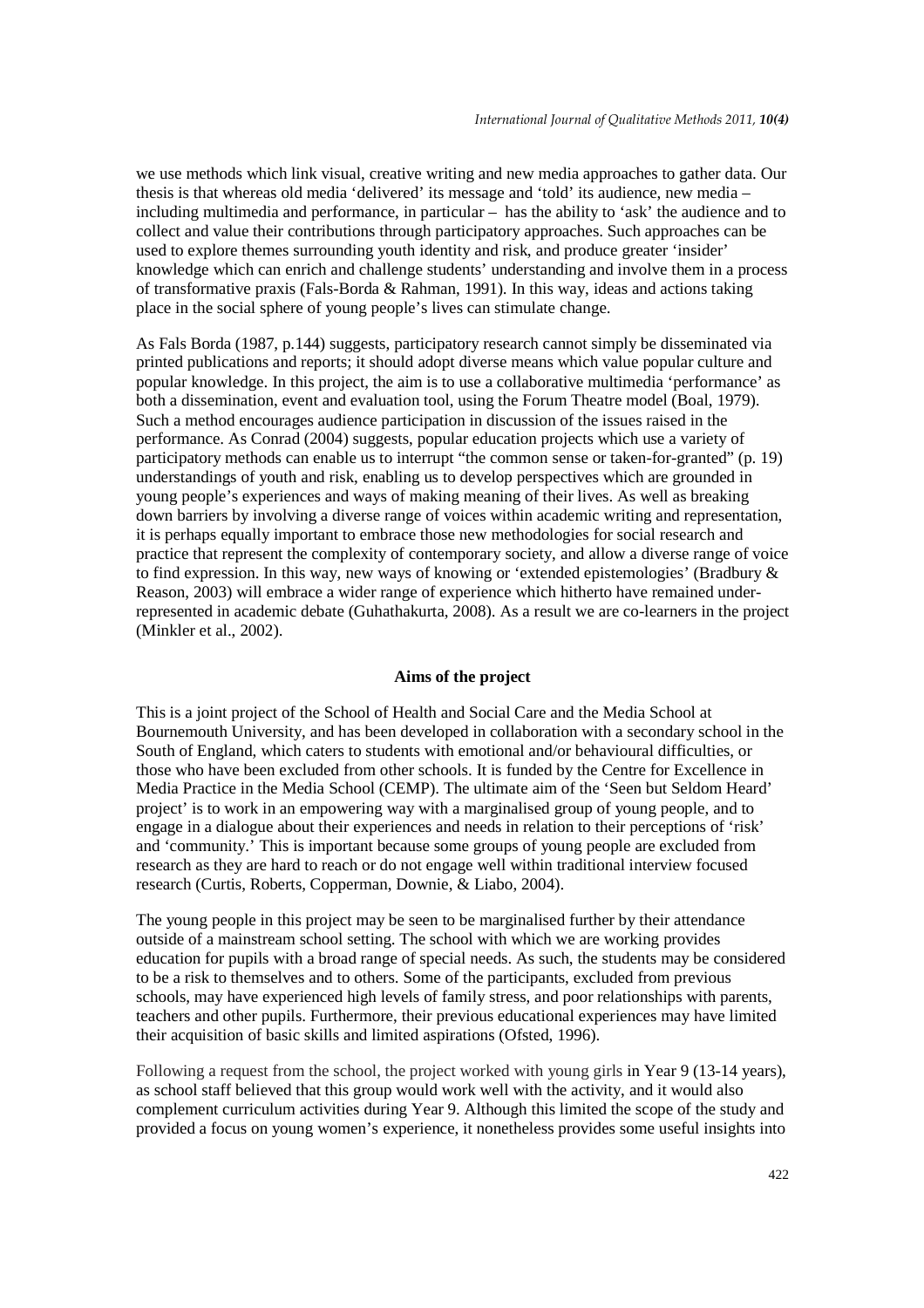we use methods which link visual, creative writing and new media approaches to gather data. Our thesis is that whereas old media 'delivered' its message and 'told' its audience, new media – including multimedia and performance, in particular – has the ability to 'ask' the audience and to collect and value their contributions through participatory approaches. Such approaches can be used to explore themes surrounding youth identity and risk, and produce greater 'insider' knowledge which can enrich and challenge students' understanding and involve them in a process of transformative praxis (Fals-Borda & Rahman, 1991). In this way, ideas and actions taking place in the social sphere of young people's lives can stimulate change.

As Fals Borda (1987, p.144) suggests, participatory research cannot simply be disseminated via printed publications and reports; it should adopt diverse means which value popular culture and popular knowledge. In this project, the aim is to use a collaborative multimedia 'performance' as both a dissemination, event and evaluation tool, using the Forum Theatre model (Boal, 1979). Such a method encourages audience participation in discussion of the issues raised in the performance. As Conrad (2004) suggests, popular education projects which use a variety of participatory methods can enable us to interrupt "the common sense or taken-for-granted" (p. 19) understandings of youth and risk, enabling us to develop perspectives which are grounded in young people's experiences and ways of making meaning of their lives. As well as breaking down barriers by involving a diverse range of voices within academic writing and representation, it is perhaps equally important to embrace those new methodologies for social research and practice that represent the complexity of contemporary society, and allow a diverse range of voice to find expression. In this way, new ways of knowing or 'extended epistemologies' (Bradbury & Reason, 2003) will embrace a wider range of experience which hitherto have remained under-represented in academic debate (Guhathakurta, 2008). As a result we are co-learners in the project (Minkler et al., 2002).

## Aims of the project

This is a joint project of the School of Health and Social Care and the Media School at Bournemouth University, and has been developed in collaboration with a secondary school in the South of England, which caters to students with emotional and/or behavioural difficulties, or those who have been excluded from other schools. It is funded by the Centre for Excellence in Media Practice in the Media School (CEMP). The ultimate aim of the 'Seen but Seldom Heard' project' is to work in an empowering way with a marginalised group of young people, and to engage in a dialogue about their experiences and needs in relation to their perceptions of 'risk' and 'community.' This is important because some groups of young people are excluded from research as they are hard to reach or do not engage well within traditional interview focused research (Curtis, Roberts, Copperman, Downie, & Liabo, 2004).

The young people in this project may be seen to be marginalised further by their attendance outside of a mainstream school setting. The school with which we are working provides education for pupils with a broad range of special needs. As such, the students may be considered to be a risk to themselves and to others. Some of the participants, excluded from previous schools, may have experienced high levels of family stress, and poor relationships with parents, teachers and other pupils. Furthermore, their previous educational experiences may have limited their acquisition of basic skills and limited aspirations (Ofsted, 1996).

Following a request from the school, the project worked with young girls in Year 9 (13-14 years), as school staff believed that this group would work well with the activity, and it would also complement curriculum activities during Year 9. Although this limited the scope of the study and provided a focus on young women's experience, it nonetheless provides some useful insights into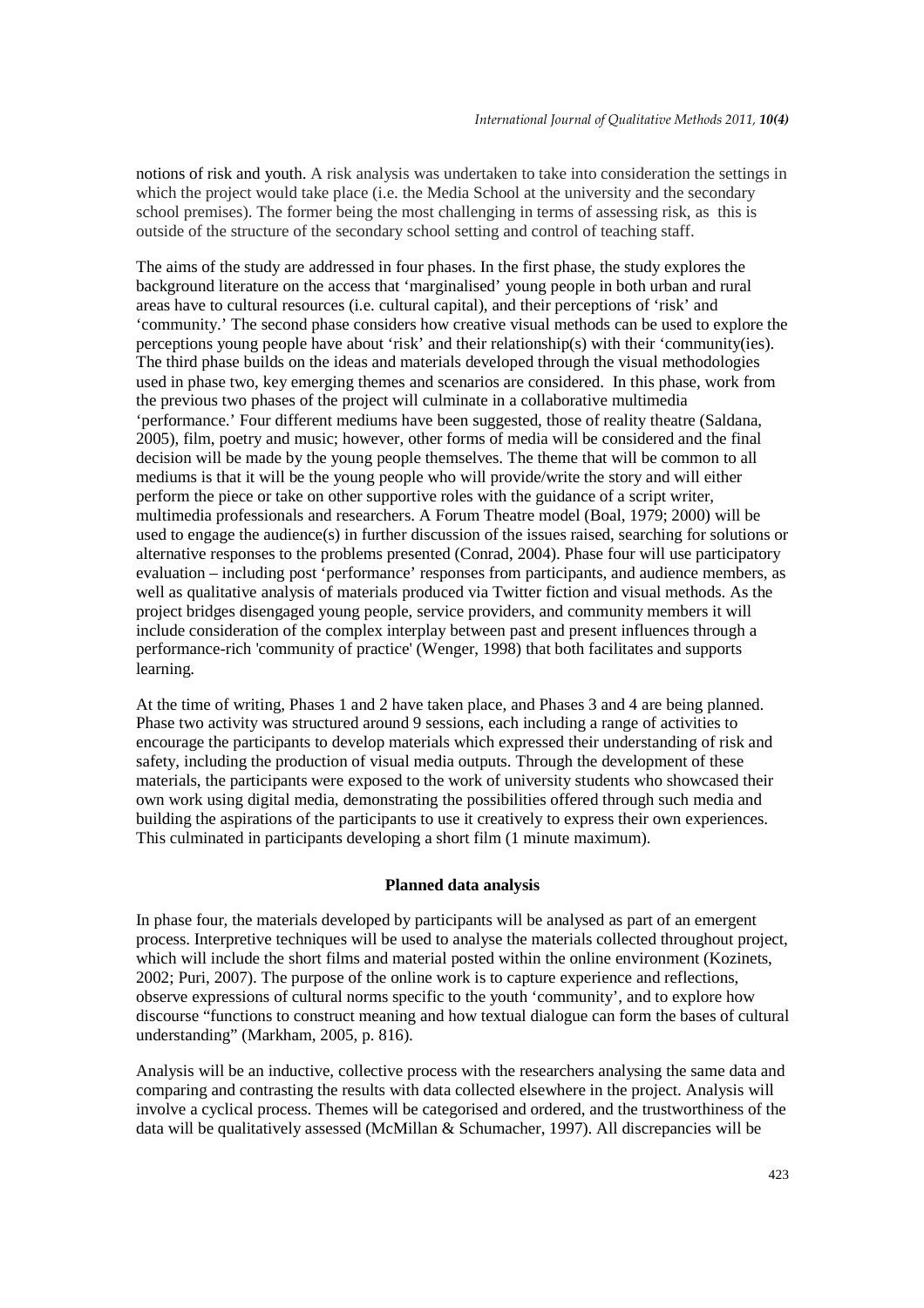notions of risk and youth. A risk analysis was undertaken to take into consideration the settings in which the project would take place (i.e. the Media School at the university and the secondary school premises). The former being the most challenging in terms of assessing risk, as this is outside of the structure of the secondary school setting and control of teaching staff.

The aims of the study are addressed in four phases. In the first phase, the study explores the background literature on the access that 'marginalised' young people in both urban and rural areas have to cultural resources (i.e. cultural capital), and their perceptions of 'risk' and 'community.' The second phase considers how creative visual methods can be used to explore the perceptions young people have about 'risk' and their relationship(s) with their 'community(ies). The third phase builds on the ideas and materials developed through the visual methodologies used in phase two, key emerging themes and scenarios are considered. In this phase, work from the previous two phases of the project will culminate in a collaborative multimedia 'performance.' Four different mediums have been suggested, those of reality theatre (Saldana, 2005), film, poetry and music; however, other forms of media will be considered and the final decision will be made by the young people themselves. The theme that will be common to all mediums is that it will be the young people who will provide/write the story and will either perform the piece or take on other supportive roles with the guidance of a script writer, multimedia professionals and researchers. A Forum Theatre model (Boal, 1979; 2000) will be used to engage the audience(s) in further discussion of the issues raised, searching for solutions or alternative responses to the problems presented (Conrad, 2004). Phase four will use participatory evaluation – including post 'performance' responses from participants, and audience members, as well as qualitative analysis of materials produced via Twitter fiction and visual methods. As the project bridges disengaged young people, service providers, and community members it will include consideration of the complex interplay between past and present influences through a performance-rich 'community of practice' (Wenger, 1998) that both facilitates and supports learning.

At the time of writing, Phases 1 and 2 have taken place, and Phases 3 and 4 are being planned. Phase two activity was structured around 9 sessions, each including a range of activities to encourage the participants to develop materials which expressed their understanding of risk and safety, including the production of visual media outputs. Through the development of these materials, the participants were exposed to the work of university students who showcased their own work using digital media, demonstrating the possibilities offered through such media and building the aspirations of the participants to use it creatively to express their own experiences. This culminated in participants developing a short film (1 minute maximum).

## Planned data analysis

In phase four, the materials developed by participants will be analysed as part of an emergent process. Interpretive techniques will be used to analyse the materials collected throughout project, which will include the short films and material posted within the online environment (Kozinets, 2002; Puri, 2007). The purpose of the online work is to capture experience and reflections, observe expressions of cultural norms specific to the youth 'community', and to explore how discourse "functions to construct meaning and how textual dialogue can form the bases of cultural understanding" (Markham, 2005, p. 816).

Analysis will be an inductive, collective process with the researchers analysing the same data and comparing and contrasting the results with data collected elsewhere in the project. Analysis will involve a cyclical process. Themes will be categorised and ordered, and the trustworthiness of the data will be qualitatively assessed (McMillan & Schumacher, 1997). All discrepancies will be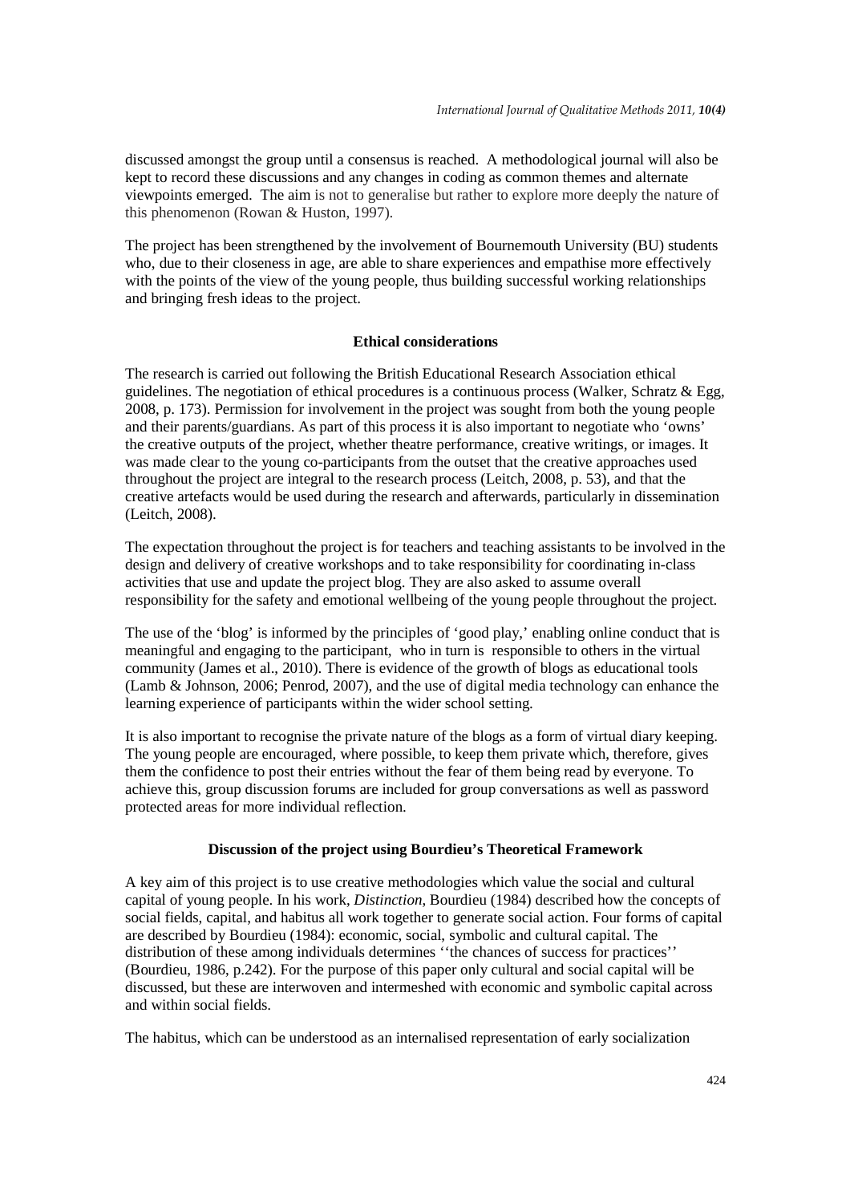discussed amongst the group until a consensus is reached. A methodological journal will also be kept to record these discussions and any changes in coding as common themes and alternate viewpoints emerged. The aim is not to generalise but rather to explore more deeply the nature of this phenomenon (Rowan & Huston, 1997).

The project has been strengthened by the involvement of Bournemouth University (BU) students who, due to their closeness in age, are able to share experiences and empathise more effectively with the points of the view of the young people, thus building successful working relationships and bringing fresh ideas to the project.

## Ethical considerations

The research is carried out following the British Educational Research Association ethical guidelines. The negotiation of ethical procedures is a continuous process (Walker, Schratz & Egg, 2008, p. 173). Permission for involvement in the project was sought from both the young people and their parents/guardians. As part of this process it is also important to negotiate who 'owns' the creative outputs of the project, whether theatre performance, creative writings, or images. It was made clear to the young co-participants from the outset that the creative approaches used throughout the project are integral to the research process (Leitch, 2008, p. 53), and that the creative artefacts would be used during the research and afterwards, particularly in dissemination (Leitch, 2008).

The expectation throughout the project is for teachers and teaching assistants to be involved in the design and delivery of creative workshops and to take responsibility for coordinating in-class activities that use and update the project blog. They are also asked to assume overall responsibility for the safety and emotional wellbeing of the young people throughout the project.

The use of the 'blog' is informed by the principles of 'good play,' enabling online conduct that is meaningful and engaging to the participant, who in turn is responsible to others in the virtual community (James et al., 2010). There is evidence of the growth of blogs as educational tools (Lamb & Johnson, 2006; Penrod, 2007), and the use of digital media technology can enhance the learning experience of participants within the wider school setting.

It is also important to recognise the private nature of the blogs as a form of virtual diary keeping. The young people are encouraged, where possible, to keep them private which, therefore, gives them the confidence to post their entries without the fear of them being read by everyone. To achieve this, group discussion forums are included for group conversations as well as password protected areas for more individual reflection.

## Discussion of the project using Bourdieu's Theoretical Framework

A key aim of this project is to use creative methodologies which value the social and cultural capital of young people. In his work, *Distinction,* Bourdieu (1984) described how the concepts of social fields, capital, and habitus all work together to generate social action. Four forms of capital are described by Bourdieu (1984): economic, social, symbolic and cultural capital. The distribution of these among individuals determines ''the chances of success for practices'' (Bourdieu, 1986, p.242). For the purpose of this paper only cultural and social capital will be discussed, but these are interwoven and intermeshed with economic and symbolic capital across and within social fields.

The habitus, which can be understood as an internalised representation of early socialization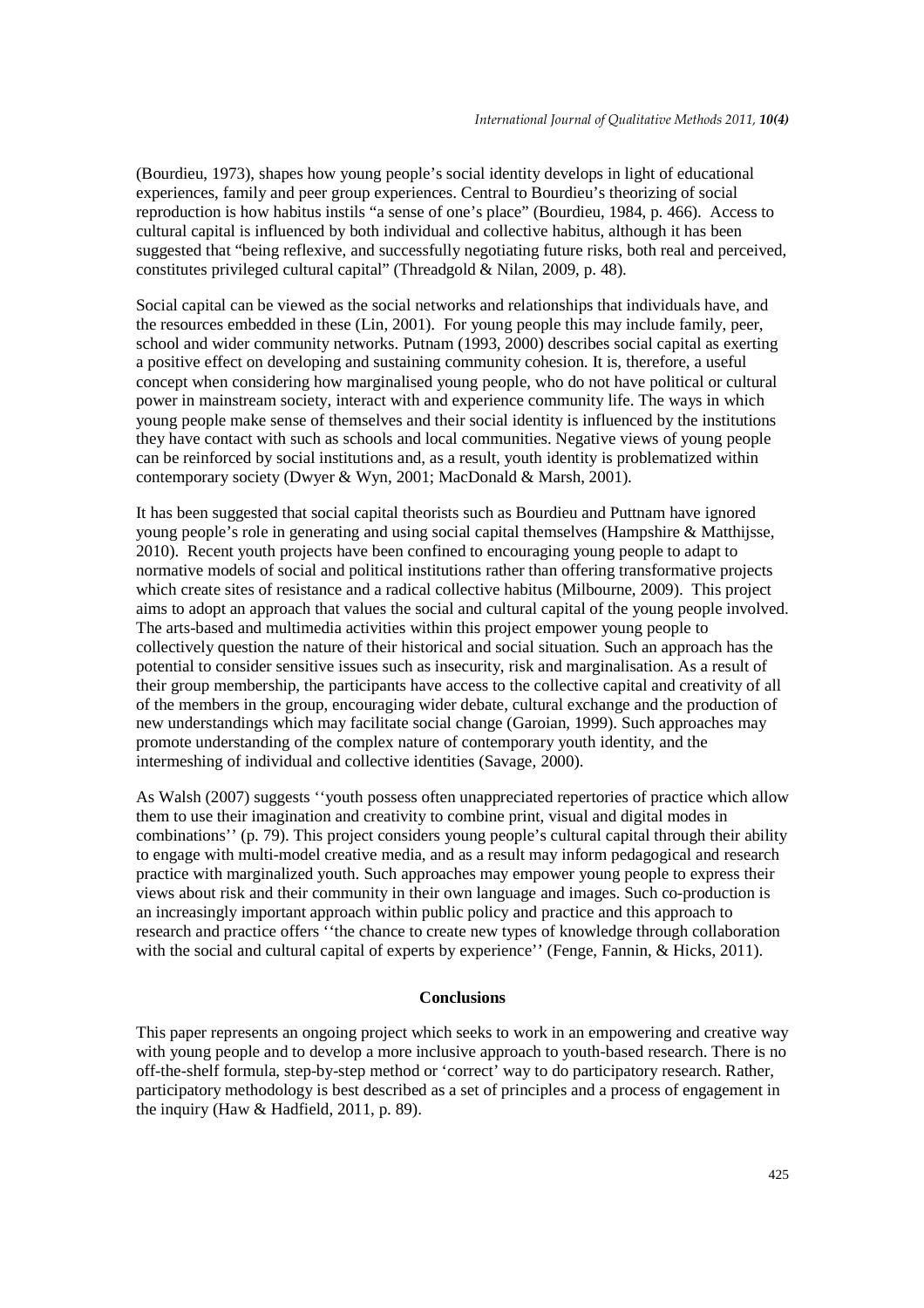(Bourdieu, 1973), shapes how young people's social identity develops in light of educational experiences, family and peer group experiences. Central to Bourdieu's theorizing of social reproduction is how habitus instils "a sense of one's place" (Bourdieu, 1984, p. 466). Access to cultural capital is influenced by both individual and collective habitus, although it has been suggested that "being reflexive, and successfully negotiating future risks, both real and perceived, constitutes privileged cultural capital" (Threadgold & Nilan, 2009, p. 48).

Social capital can be viewed as the social networks and relationships that individuals have, and the resources embedded in these (Lin, 2001). For young people this may include family, peer, school and wider community networks. Putnam (1993, 2000) describes social capital as exerting a positive effect on developing and sustaining community cohesion. It is, therefore, a useful concept when considering how marginalised young people, who do not have political or cultural power in mainstream society, interact with and experience community life. The ways in which young people make sense of themselves and their social identity is influenced by the institutions they have contact with such as schools and local communities. Negative views of young people can be reinforced by social institutions and, as a result, youth identity is problematized within contemporary society (Dwyer & Wyn, 2001; MacDonald & Marsh, 2001).

It has been suggested that social capital theorists such as Bourdieu and Puttnam have ignored young people's role in generating and using social capital themselves (Hampshire & Matthijsse, 2010). Recent youth projects have been confined to encouraging young people to adapt to normative models of social and political institutions rather than offering transformative projects which create sites of resistance and a radical collective habitus (Milbourne, 2009). This project aims to adopt an approach that values the social and cultural capital of the young people involved. The arts-based and multimedia activities within this project empower young people to collectively question the nature of their historical and social situation. Such an approach has the potential to consider sensitive issues such as insecurity, risk and marginalisation. As a result of their group membership, the participants have access to the collective capital and creativity of all of the members in the group, encouraging wider debate, cultural exchange and the production of new understandings which may facilitate social change (Garoian, 1999). Such approaches may promote understanding of the complex nature of contemporary youth identity, and the intermeshing of individual and collective identities (Savage, 2000).

As Walsh (2007) suggests ''youth possess often unappreciated repertories of practice which allow them to use their imagination and creativity to combine print, visual and digital modes in combinations'' (p. 79). This project considers young people's cultural capital through their ability to engage with multi-model creative media, and as a result may inform pedagogical and research practice with marginalized youth. Such approaches may empower young people to express their views about risk and their community in their own language and images. Such co-production is an increasingly important approach within public policy and practice and this approach to research and practice offers ''the chance to create new types of knowledge through collaboration with the social and cultural capital of experts by experience'' (Fenge, Fannin, & Hicks, 2011).

## Conclusions

This paper represents an ongoing project which seeks to work in an empowering and creative way with young people and to develop a more inclusive approach to youth-based research. There is no off-the-shelf formula, step-by-step method or 'correct' way to do participatory research. Rather, participatory methodology is best described as a set of principles and a process of engagement in the inquiry (Haw & Hadfield, 2011, p. 89).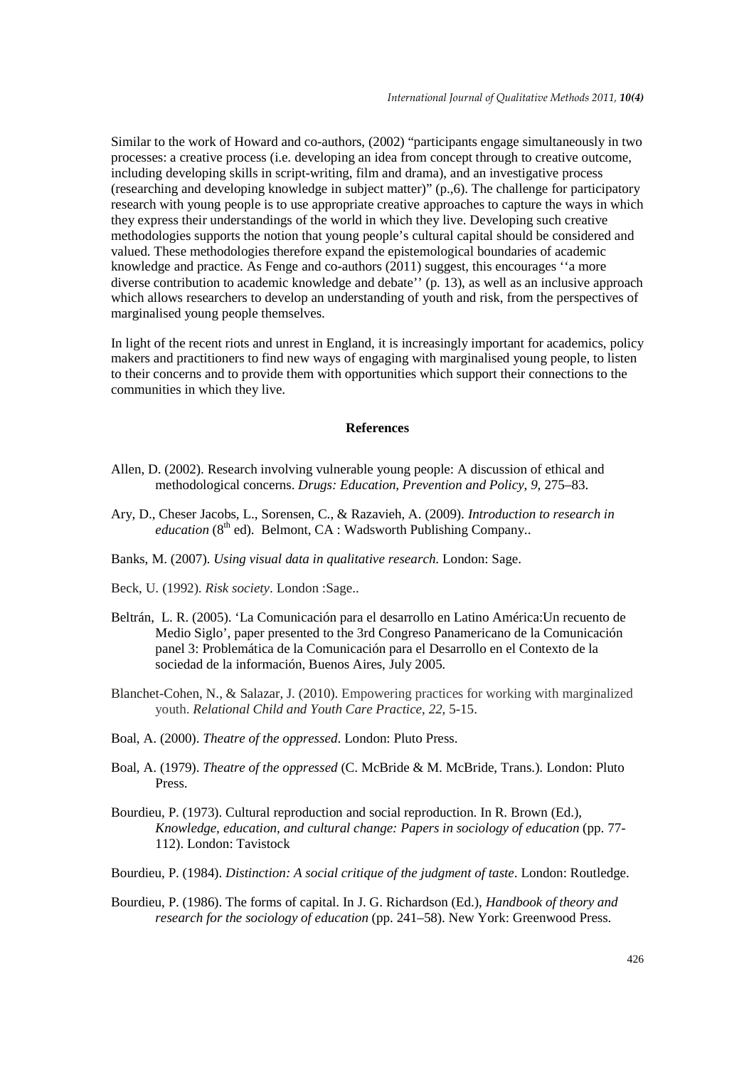Similar to the work of Howard and co-authors, (2002) "participants engage simultaneously in two processes: a creative process (i.e. developing an idea from concept through to creative outcome, including developing skills in script-writing, film and drama), and an investigative process (researching and developing knowledge in subject matter)" (p.,6). The challenge for participatory research with young people is to use appropriate creative approaches to capture the ways in which they express their understandings of the world in which they live. Developing such creative methodologies supports the notion that young people's cultural capital should be considered and valued. These methodologies therefore expand the epistemological boundaries of academic knowledge and practice. As Fenge and co-authors (2011) suggest, this encourages ''a more diverse contribution to academic knowledge and debate'' (p. 13), as well as an inclusive approach which allows researchers to develop an understanding of youth and risk, from the perspectives of marginalised young people themselves.

In light of the recent riots and unrest in England, it is increasingly important for academics, policy makers and practitioners to find new ways of engaging with marginalised young people, to listen to their concerns and to provide them with opportunities which support their connections to the communities in which they live.

## References

Allen, D. (2002). Research involving vulnerable young people: A discussion of ethical and methodological concerns. *Drugs: Education, Prevention and Policy*, *9*, 275–83.

Ary, D., Cheser Jacobs, L., Sorensen, C., & Razavieh, A. (2009). *Introduction to research in education* (8th ed). Belmont, CA : Wadsworth Publishing Company..

Banks, M. (2007). *Using visual data in qualitative research*. London: Sage.

Beck, U. (1992). *Risk society*. London :Sage..

Beltrán, L. R. (2005). 'La Comunicación para el desarrollo en Latino América:Un recuento de Medio Siglo', paper presented to the 3rd Congreso Panamericano de la Comunicación panel 3: Problemática de la Comunicación para el Desarrollo en el Contexto de la sociedad de la información, Buenos Aires, July 2005.

Blanchet-Cohen, N., & Salazar, J. (2010). Empowering practices for working with marginalized youth. *Relational Child and Youth Care Practice*, *22*, 5-15.

Boal, A. (2000). *Theatre of the oppressed*. London: Pluto Press.

Boal, A. (1979). *Theatre of the oppressed* (C. McBride & M. McBride, Trans.). London: Pluto Press.

Bourdieu, P. (1973). Cultural reproduction and social reproduction. In R. Brown (Ed.), *Knowledge, education, and cultural change: Papers in sociology of education* (pp. 77-112). London: Tavistock

Bourdieu, P. (1984). *Distinction: A social critique of the judgment of taste*. London: Routledge.

Bourdieu, P. (1986). The forms of capital. In J. G. Richardson (Ed.), *Handbook of theory and research for the sociology of education* (pp. 241–58). New York: Greenwood Press.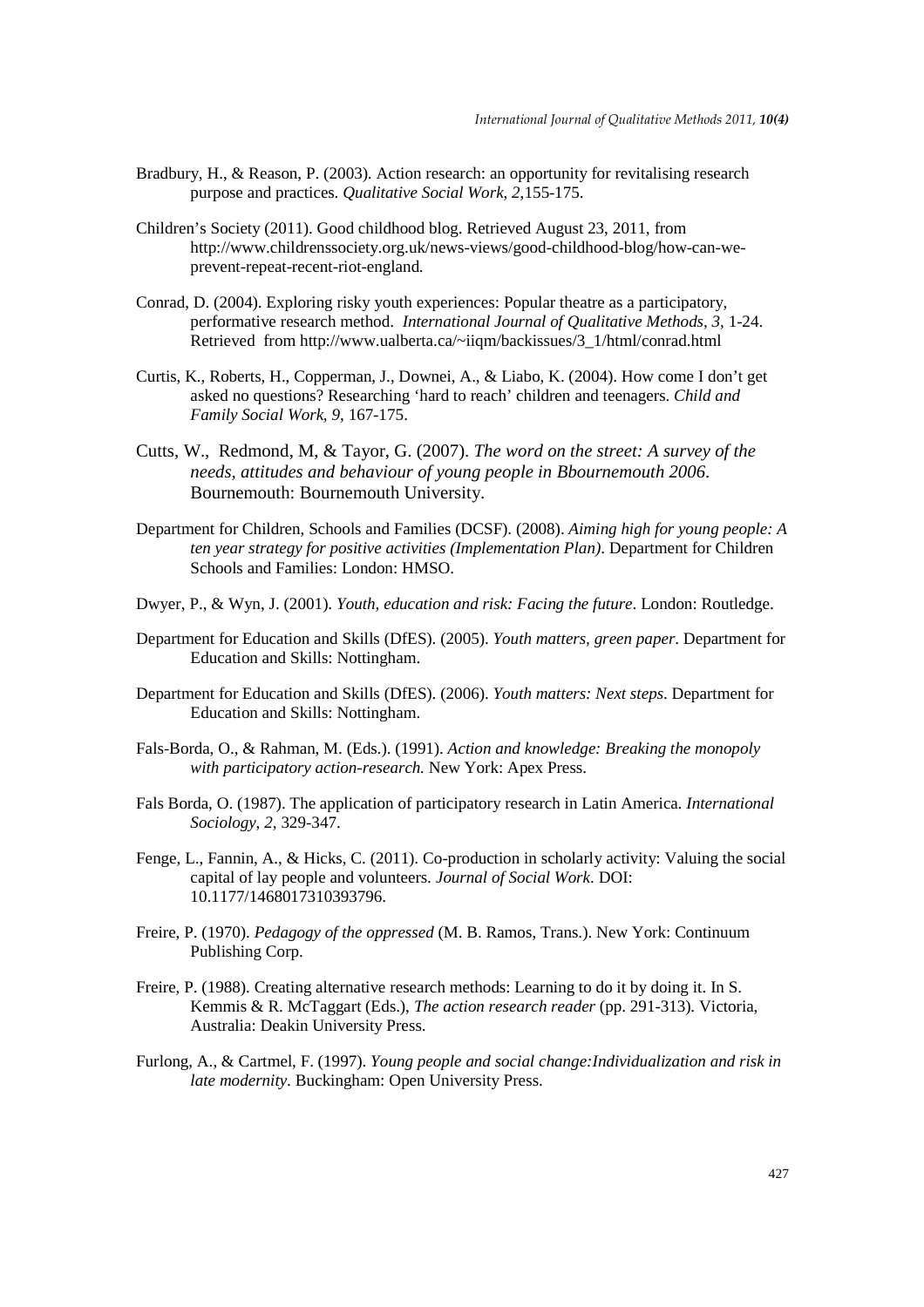Bradbury, H., & Reason, P. (2003). Action research: an opportunity for revitalising research purpose and practices. *Qualitative Social Work, 2*,155-175.

Children's Society (2011). Good childhood blog. Retrieved August 23, 2011, from http://www.childrenssociety.org.uk/news-views/good-childhood-blog/how-can-we-prevent-repeat-recent-riot-england.

Conrad, D. (2004). Exploring risky youth experiences: Popular theatre as a participatory, performative research method. *International Journal of Qualitative Methods, 3*, 1-24. Retrieved from http://www.ualberta.ca/~iiqm/backissues/3_1/html/conrad.html

Curtis, K., Roberts, H., Copperman, J., Downei, A., & Liabo, K. (2004). How come I don't get asked no questions? Researching 'hard to reach' children and teenagers. *Child and Family Social Work, 9*, 167-175.

Cutts, W., Redmond, M, & Tayor, G. (2007). *The word on the street: A survey of the needs, attitudes and behaviour of young people in Bbournemouth 2006*. Bournemouth: Bournemouth University.

Department for Children, Schools and Families (DCSF). (2008). *Aiming high for young people: A ten year strategy for positive activities (Implementation Plan)*. Department for Children Schools and Families: London: HMSO.

Dwyer, P., & Wyn, J. (2001). *Youth, education and risk: Facing the future*. London: Routledge.

Department for Education and Skills (DfES). (2005). *Youth matters, green paper*. Department for Education and Skills: Nottingham.

Department for Education and Skills (DfES). (2006). *Youth matters: Next steps*. Department for Education and Skills: Nottingham.

Fals-Borda, O., & Rahman, M. (Eds.). (1991). *Action and knowledge: Breaking the monopoly with participatory action-research.* New York: Apex Press.

Fals Borda, O. (1987). The application of participatory research in Latin America. *International Sociology, 2*, 329-347.

Fenge, L., Fannin, A., & Hicks, C. (2011). Co-production in scholarly activity: Valuing the social capital of lay people and volunteers. *Journal of Social Work*. DOI: 10.1177/1468017310393796.

Freire, P. (1970). *Pedagogy of the oppressed* (M. B. Ramos, Trans.). New York: Continuum Publishing Corp.

Freire, P. (1988). Creating alternative research methods: Learning to do it by doing it. In S. Kemmis & R. McTaggart (Eds.), *The action research reader* (pp. 291-313). Victoria, Australia: Deakin University Press.

Furlong, A., & Cartmel, F. (1997). *Young people and social change:Individualization and risk in late modernity*. Buckingham: Open University Press.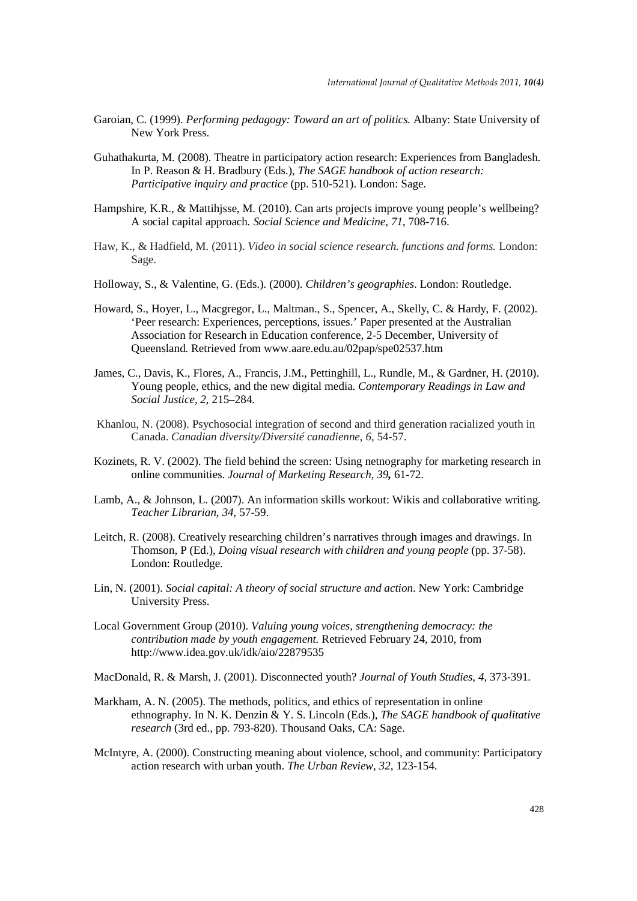Garoian, C. (1999). *Performing pedagogy: Toward an art of politics.* Albany: State University of New York Press.

Guhathakurta, M. (2008). Theatre in participatory action research: Experiences from Bangladesh. In P. Reason & H. Bradbury (Eds.), *The SAGE handbook of action research: Participative inquiry and practice* (pp. 510-521). London: Sage.

Hampshire, K.R., & Mattihjsse, M. (2010). Can arts projects improve young people's wellbeing? A social capital approach. *Social Science and Medicine*, *71*, 708-716.

Haw, K., & Hadfield, M. (2011). *Video in social science research. functions and forms.* London: Sage.

Holloway, S., & Valentine, G. (Eds.). (2000). *Children's geographies*. London: Routledge.

Howard, S., Hoyer, L., Macgregor, L., Maltman., S., Spencer, A., Skelly, C. & Hardy, F. (2002). 'Peer research: Experiences, perceptions, issues.' Paper presented at the Australian Association for Research in Education conference, 2-5 December, University of Queensland. Retrieved from www.aare.edu.au/02pap/spe02537.htm

James, C., Davis, K., Flores, A., Francis, J.M., Pettinghill, L., Rundle, M., & Gardner, H. (2010). Young people, ethics, and the new digital media. *Contemporary Readings in Law and Social Justice*, *2*, 215–284.

Khanlou, N. (2008). Psychosocial integration of second and third generation racialized youth in Canada. *Canadian diversity/Diversité canadienne*, *6*, 54-57.

Kozinets, R. V. (2002). The field behind the screen: Using netnography for marketing research in online communities. *Journal of Marketing Research*, *39***,** 61-72.

Lamb, A., & Johnson, L. (2007). An information skills workout: Wikis and collaborative writing. *Teacher Librarian*, *34*, 57-59.

Leitch, R. (2008). Creatively researching children's narratives through images and drawings. In Thomson, P (Ed.), *Doing visual research with children and young people* (pp. 37-58). London: Routledge.

Lin, N. (2001). *Social capital: A theory of social structure and action*. New York: Cambridge University Press.

Local Government Group (2010). *Valuing young voices, strengthening democracy: the contribution made by youth engagement.* Retrieved February 24, 2010, from http://www.idea.gov.uk/idk/aio/22879535

MacDonald, R. & Marsh, J. (2001). Disconnected youth? *Journal of Youth Studies*, *4*, 373-391.

Markham, A. N. (2005). The methods, politics, and ethics of representation in online ethnography. In N. K. Denzin & Y. S. Lincoln (Eds.), *The SAGE handbook of qualitative research* (3rd ed., pp. 793-820). Thousand Oaks, CA: Sage.

McIntyre, A. (2000). Constructing meaning about violence, school, and community: Participatory action research with urban youth. *The Urban Review*, *32*, 123-154.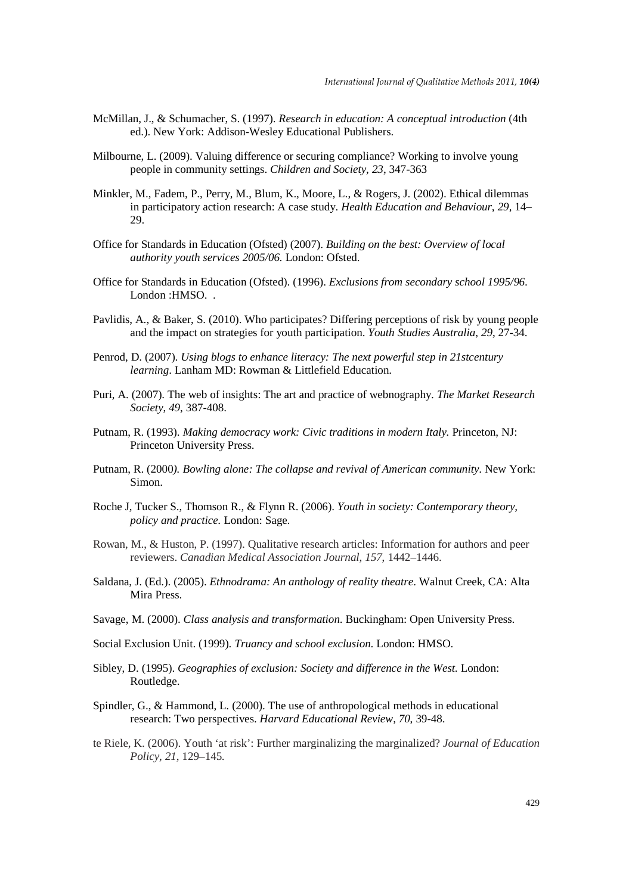McMillan, J., & Schumacher, S. (1997). *Research in education: A conceptual introduction* (4th ed.). New York: Addison-Wesley Educational Publishers.

Milbourne, L. (2009). Valuing difference or securing compliance? Working to involve young people in community settings. *Children and Society*, *23*, 347-363

Minkler, M., Fadem, P., Perry, M., Blum, K., Moore, L., & Rogers, J. (2002). Ethical dilemmas in participatory action research: A case study. *Health Education and Behaviour*, *29*, 14–29.

Office for Standards in Education (Ofsted) (2007). *Building on the best: Overview of local authority youth services 2005/06.* London: Ofsted.

Office for Standards in Education (Ofsted). (1996). *Exclusions from secondary school 1995/96*. London :HMSO. .

Pavlidis, A., & Baker, S. (2010). Who participates? Differing perceptions of risk by young people and the impact on strategies for youth participation. *Youth Studies Australia*, *29*, 27-34.

Penrod, D. (2007). *Using blogs to enhance literacy: The next powerful step in 21stcentury learning*. Lanham MD: Rowman & Littlefield Education.

Puri, A. (2007). The web of insights: The art and practice of webnography. *The Market Research Society*, *49*, 387-408.

Putnam, R. (1993). *Making democracy work: Civic traditions in modern Italy.* Princeton, NJ: Princeton University Press.

Putnam, R. (2000*). Bowling alone: The collapse and revival of American community*. New York: Simon.

Roche J, Tucker S., Thomson R., & Flynn R. (2006). *Youth in society: Contemporary theory, policy and practice.* London: Sage.

Rowan, M., & Huston, P. (1997). Qualitative research articles: Information for authors and peer reviewers. *Canadian Medical Association Journal*, *157*, 1442–1446.

Saldana, J. (Ed.). (2005). *Ethnodrama: An anthology of reality theatre*. Walnut Creek, CA: Alta Mira Press.

Savage, M. (2000). *Class analysis and transformation.* Buckingham: Open University Press.

Social Exclusion Unit. (1999). *Truancy and school exclusion*. London: HMSO.

Sibley, D. (1995). *Geographies of exclusion: Society and difference in the West.* London: Routledge.

Spindler, G., & Hammond, L. (2000). The use of anthropological methods in educational research: Two perspectives. *Harvard Educational Review*, *70*, 39-48.

te Riele, K. (2006). Youth 'at risk': Further marginalizing the marginalized? *Journal of Education Policy*, *21*, 129–145.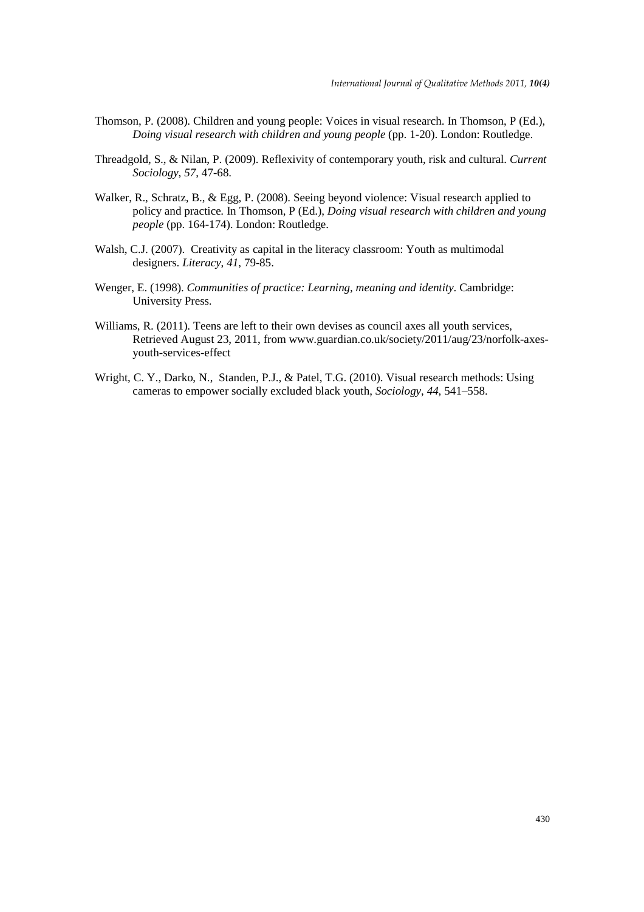Thomson, P. (2008). Children and young people: Voices in visual research. In Thomson, P (Ed.), *Doing visual research with children and young people* (pp. 1-20). London: Routledge.

Threadgold, S., & Nilan, P. (2009). Reflexivity of contemporary youth, risk and cultural. *Current Sociology*, *57*, 47-68.

Walker, R., Schratz, B., & Egg, P. (2008). Seeing beyond violence: Visual research applied to policy and practice. In Thomson, P (Ed.), *Doing visual research with children and young people* (pp. 164-174). London: Routledge.

Walsh, C.J. (2007). Creativity as capital in the literacy classroom: Youth as multimodal designers. *Literacy*, *41*, 79-85.

Wenger, E. (1998). *Communities of practice: Learning, meaning and identity*. Cambridge: University Press.

Williams, R. (2011). Teens are left to their own devises as council axes all youth services, Retrieved August 23, 2011, from www.guardian.co.uk/society/2011/aug/23/norfolk-axes-youth-services-effect

Wright, C. Y., Darko, N., Standen, P.J., & Patel, T.G. (2010). Visual research methods: Using cameras to empower socially excluded black youth, *Sociology*, *44*, 541–558.